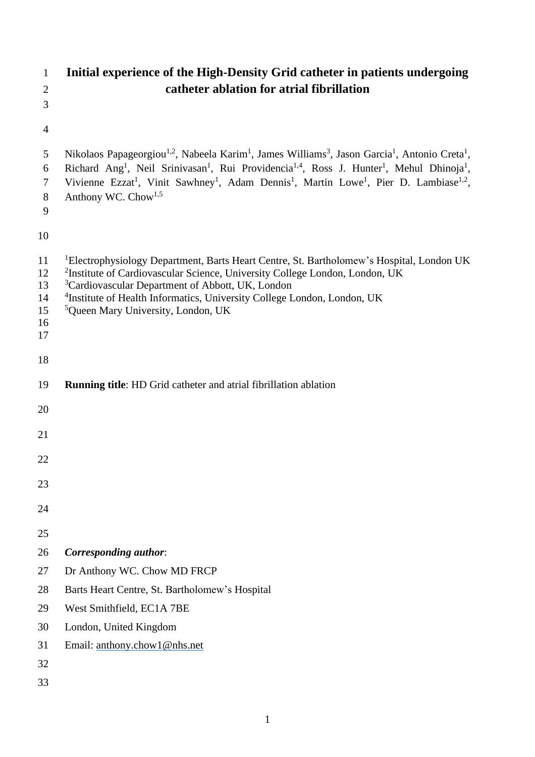# Initial experience of the High-Density Grid catheter in patients undergoing catheter ablation for atrial fibrillation

Nikolaos Papageorgiou[1,2], Nabeela Karim[1], James Williams[3], Jason Garcia[1], Antonio Creta[1], Richard Ang[1], Neil Srinivasan[1], Rui Providencia[1,4], Ross J. Hunter[1], Mehul Dhinoja[1], Vivienne Ezzat[1], Vinit Sawhney[1], Adam Dennis[1], Martin Lowe[1], Pier D. Lambiase[1,2], Anthony WC. Chow[1,5]

[1]Electrophysiology Department, Barts Heart Centre, St. Bartholomew's Hospital, London UK
[2]Institute of Cardiovascular Science, University College London, London, UK
[3]Cardiovascular Department of Abbott, UK, London
[4]Institute of Health Informatics, University College London, London, UK
[5]Queen Mary University, London, UK

**Running title**: HD Grid catheter and atrial fibrillation ablation

***Corresponding author***:

Dr Anthony WC. Chow MD FRCP

Barts Heart Centre, St. Bartholomew's Hospital

West Smithfield, EC1A 7BE

London, United Kingdom

Email: anthony.chow1@nhs.net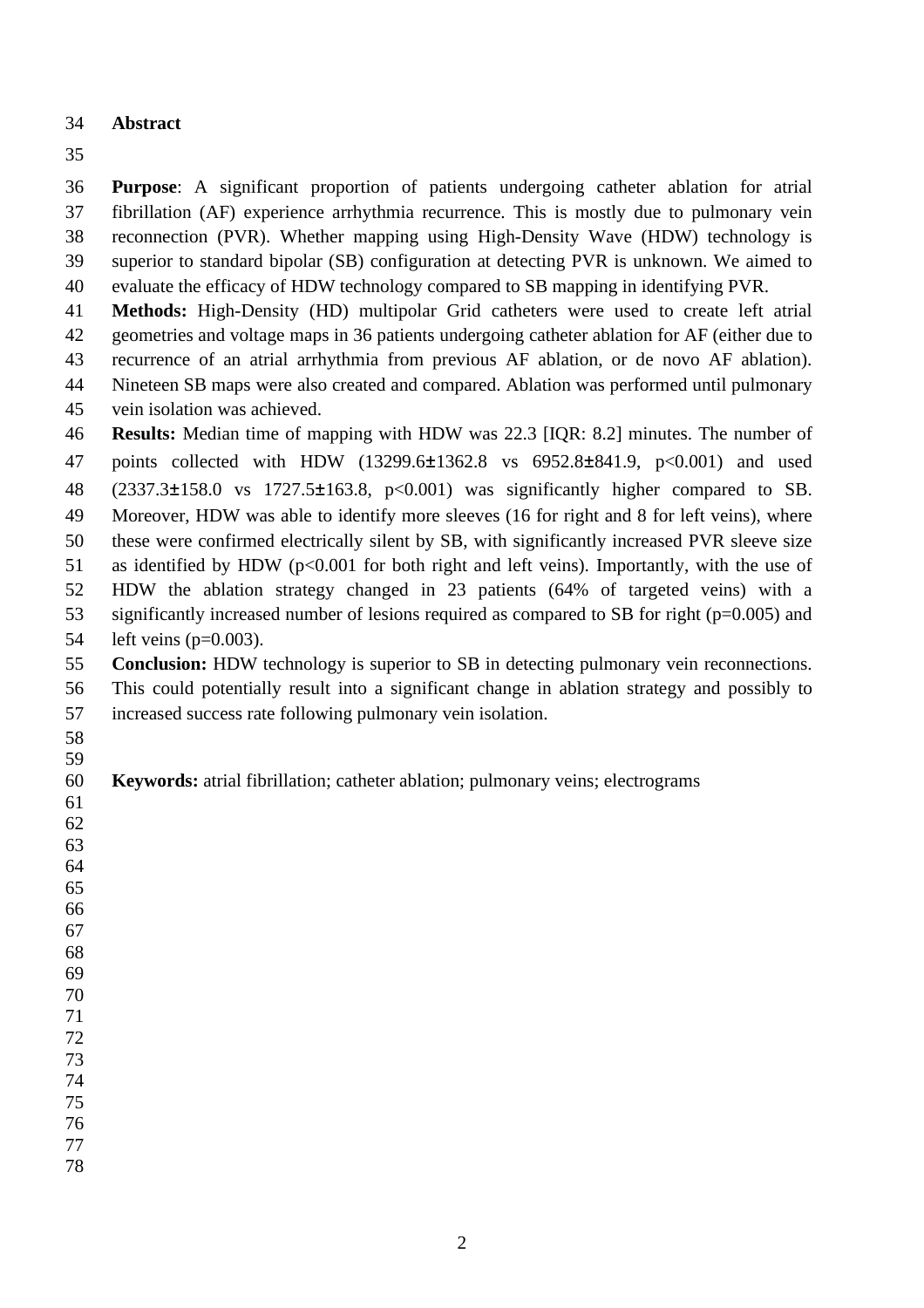## Abstract

**Purpose**: A significant proportion of patients undergoing catheter ablation for atrial fibrillation (AF) experience arrhythmia recurrence. This is mostly due to pulmonary vein reconnection (PVR). Whether mapping using High-Density Wave (HDW) technology is superior to standard bipolar (SB) configuration at detecting PVR is unknown. We aimed to evaluate the efficacy of HDW technology compared to SB mapping in identifying PVR.

**Methods:** High-Density (HD) multipolar Grid catheters were used to create left atrial geometries and voltage maps in 36 patients undergoing catheter ablation for AF (either due to recurrence of an atrial arrhythmia from previous AF ablation, or de novo AF ablation). Nineteen SB maps were also created and compared. Ablation was performed until pulmonary vein isolation was achieved.

**Results:** Median time of mapping with HDW was 22.3 [IQR: 8.2] minutes. The number of points collected with HDW (13299.6±1362.8 vs 6952.8±841.9, $p<0.001$) and used (2337.3±158.0 vs 1727.5±163.8, $p<0.001$) was significantly higher compared to SB. Moreover, HDW was able to identify more sleeves (16 for right and 8 for left veins), where these were confirmed electrically silent by SB, with significantly increased PVR sleeve size as identified by HDW ($p<0.001$ for both right and left veins). Importantly, with the use of HDW the ablation strategy changed in 23 patients (64% of targeted veins) with a significantly increased number of lesions required as compared to SB for right ($p=0.005$) and left veins ($p=0.003$).

**Conclusion:** HDW technology is superior to SB in detecting pulmonary vein reconnections. This could potentially result into a significant change in ablation strategy and possibly to increased success rate following pulmonary vein isolation.

**Keywords:** atrial fibrillation; catheter ablation; pulmonary veins; electrograms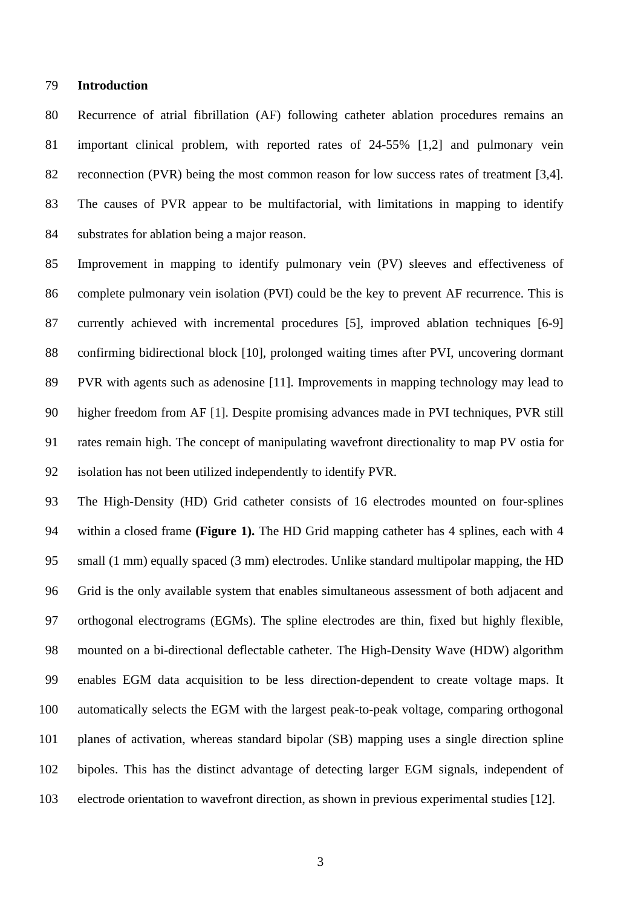## Introduction

Recurrence of atrial fibrillation (AF) following catheter ablation procedures remains an important clinical problem, with reported rates of 24-55% [1,2] and pulmonary vein reconnection (PVR) being the most common reason for low success rates of treatment [3,4]. The causes of PVR appear to be multifactorial, with limitations in mapping to identify substrates for ablation being a major reason.

Improvement in mapping to identify pulmonary vein (PV) sleeves and effectiveness of complete pulmonary vein isolation (PVI) could be the key to prevent AF recurrence. This is currently achieved with incremental procedures [5], improved ablation techniques [6-9] confirming bidirectional block [10], prolonged waiting times after PVI, uncovering dormant PVR with agents such as adenosine [11]. Improvements in mapping technology may lead to higher freedom from AF [1]. Despite promising advances made in PVI techniques, PVR still rates remain high. The concept of manipulating wavefront directionality to map PV ostia for isolation has not been utilized independently to identify PVR.

The High-Density (HD) Grid catheter consists of 16 electrodes mounted on four-splines within a closed frame **(Figure 1).** The HD Grid mapping catheter has 4 splines, each with 4 small (1 mm) equally spaced (3 mm) electrodes. Unlike standard multipolar mapping, the HD Grid is the only available system that enables simultaneous assessment of both adjacent and orthogonal electrograms (EGMs). The spline electrodes are thin, fixed but highly flexible, mounted on a bi-directional deflectable catheter. The High-Density Wave (HDW) algorithm enables EGM data acquisition to be less direction-dependent to create voltage maps. It automatically selects the EGM with the largest peak-to-peak voltage, comparing orthogonal planes of activation, whereas standard bipolar (SB) mapping uses a single direction spline bipoles. This has the distinct advantage of detecting larger EGM signals, independent of electrode orientation to wavefront direction, as shown in previous experimental studies [12].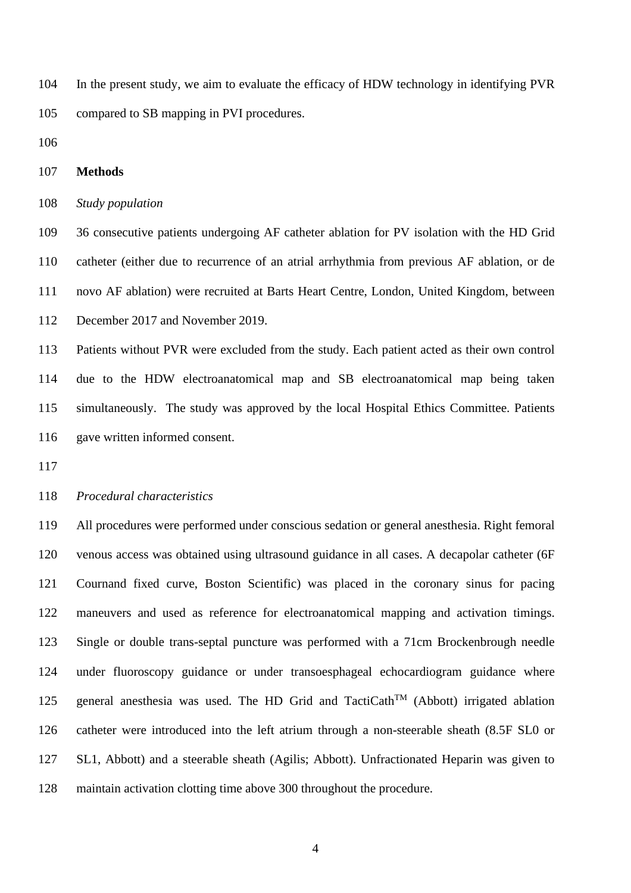In the present study, we aim to evaluate the efficacy of HDW technology in identifying PVR compared to SB mapping in PVI procedures.

## Methods

*Study population*

36 consecutive patients undergoing AF catheter ablation for PV isolation with the HD Grid catheter (either due to recurrence of an atrial arrhythmia from previous AF ablation, or de novo AF ablation) were recruited at Barts Heart Centre, London, United Kingdom, between December 2017 and November 2019.

Patients without PVR were excluded from the study. Each patient acted as their own control due to the HDW electroanatomical map and SB electroanatomical map being taken simultaneously. The study was approved by the local Hospital Ethics Committee. Patients gave written informed consent.

*Procedural characteristics*

All procedures were performed under conscious sedation or general anesthesia. Right femoral venous access was obtained using ultrasound guidance in all cases. A decapolar catheter (6F Cournand fixed curve, Boston Scientific) was placed in the coronary sinus for pacing maneuvers and used as reference for electroanatomical mapping and activation timings. Single or double trans-septal puncture was performed with a 71cm Brockenbrough needle under fluoroscopy guidance or under transoesphageal echocardiogram guidance where general anesthesia was used. The HD Grid and TactiCath$^{TM}$ (Abbott) irrigated ablation catheter were introduced into the left atrium through a non-steerable sheath (8.5F SL0 or SL1, Abbott) and a steerable sheath (Agilis; Abbott). Unfractionated Heparin was given to maintain activation clotting time above 300 throughout the procedure.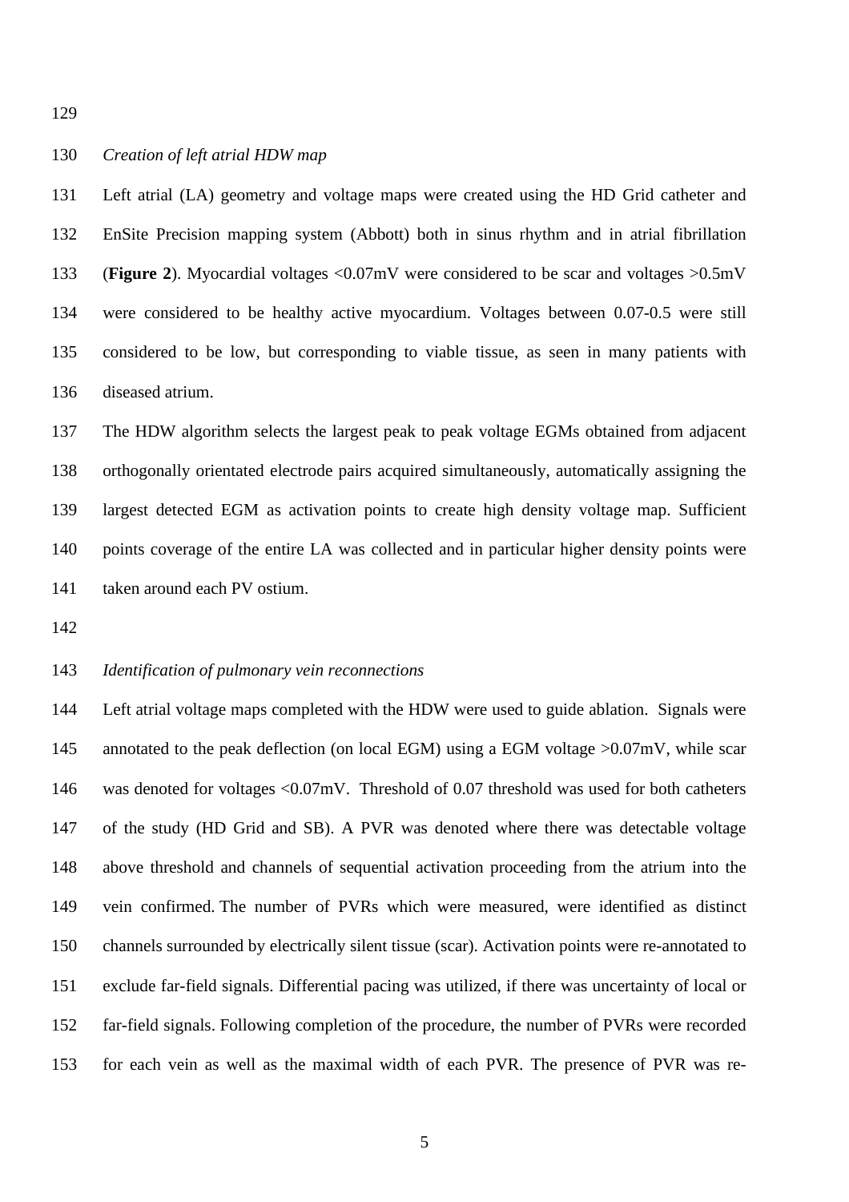*Creation of left atrial HDW map*

Left atrial (LA) geometry and voltage maps were created using the HD Grid catheter and EnSite Precision mapping system (Abbott) both in sinus rhythm and in atrial fibrillation (**Figure 2**). Myocardial voltages <0.07mV were considered to be scar and voltages >0.5mV were considered to be healthy active myocardium. Voltages between 0.07-0.5 were still considered to be low, but corresponding to viable tissue, as seen in many patients with diseased atrium.

The HDW algorithm selects the largest peak to peak voltage EGMs obtained from adjacent orthogonally orientated electrode pairs acquired simultaneously, automatically assigning the largest detected EGM as activation points to create high density voltage map. Sufficient points coverage of the entire LA was collected and in particular higher density points were taken around each PV ostium.

*Identification of pulmonary vein reconnections*

Left atrial voltage maps completed with the HDW were used to guide ablation. Signals were annotated to the peak deflection (on local EGM) using a EGM voltage >0.07mV, while scar was denoted for voltages <0.07mV. Threshold of 0.07 threshold was used for both catheters of the study (HD Grid and SB). A PVR was denoted where there was detectable voltage above threshold and channels of sequential activation proceeding from the atrium into the vein confirmed. The number of PVRs which were measured, were identified as distinct channels surrounded by electrically silent tissue (scar). Activation points were re-annotated to exclude far-field signals. Differential pacing was utilized, if there was uncertainty of local or far-field signals. Following completion of the procedure, the number of PVRs were recorded for each vein as well as the maximal width of each PVR. The presence of PVR was re-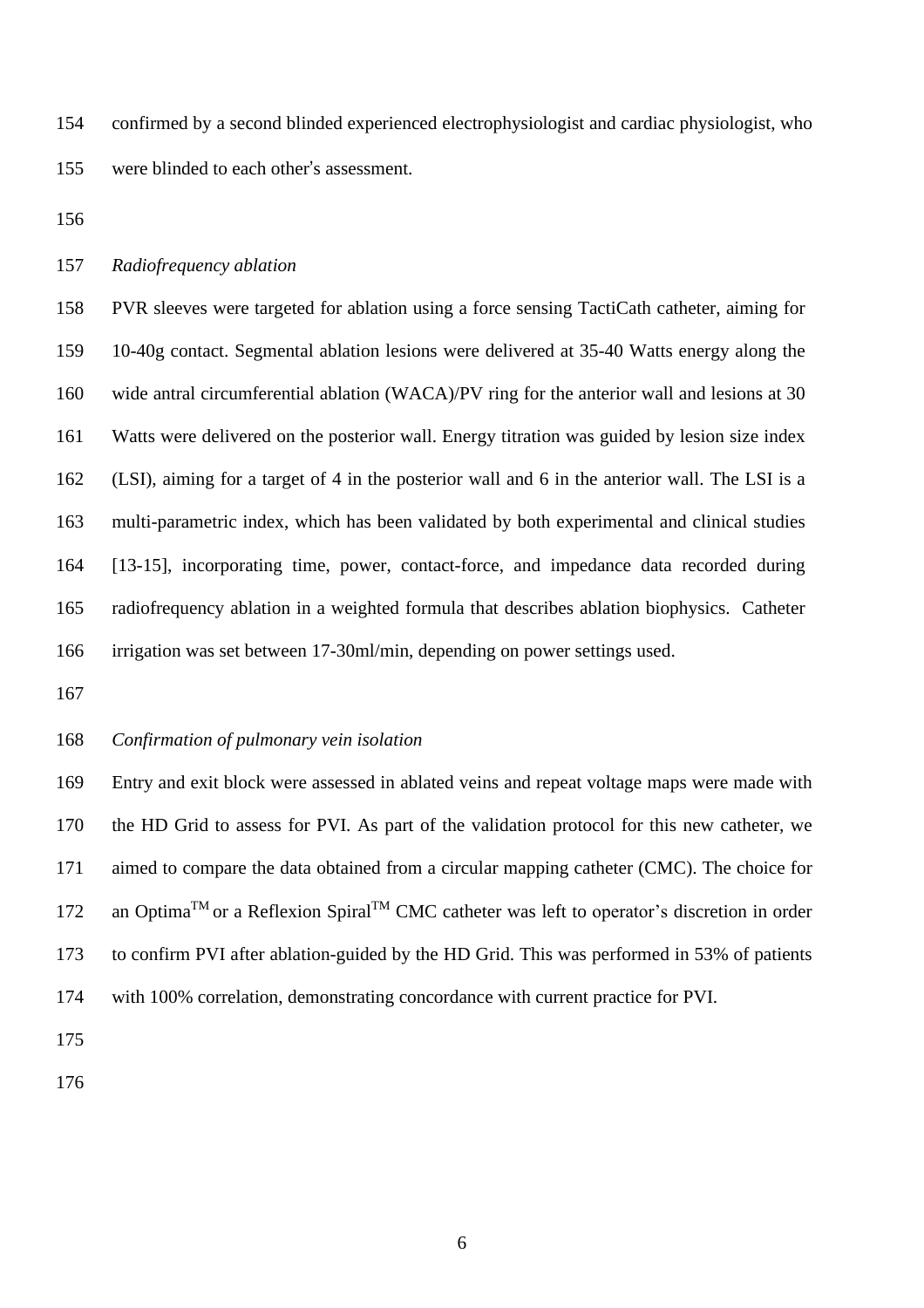confirmed by a second blinded experienced electrophysiologist and cardiac physiologist, who were blinded to each other's assessment.

*Radiofrequency ablation*

PVR sleeves were targeted for ablation using a force sensing TactiCath catheter, aiming for 10-40g contact. Segmental ablation lesions were delivered at 35-40 Watts energy along the wide antral circumferential ablation (WACA)/PV ring for the anterior wall and lesions at 30 Watts were delivered on the posterior wall. Energy titration was guided by lesion size index (LSI), aiming for a target of 4 in the posterior wall and 6 in the anterior wall. The LSI is a multi-parametric index, which has been validated by both experimental and clinical studies [13-15], incorporating time, power, contact-force, and impedance data recorded during radiofrequency ablation in a weighted formula that describes ablation biophysics. Catheter irrigation was set between 17-30ml/min, depending on power settings used.

*Confirmation of pulmonary vein isolation*

Entry and exit block were assessed in ablated veins and repeat voltage maps were made with the HD Grid to assess for PVI. As part of the validation protocol for this new catheter, we aimed to compare the data obtained from a circular mapping catheter (CMC). The choice for an Optima™ or a Reflexion Spiral™ CMC catheter was left to operator's discretion in order to confirm PVI after ablation-guided by the HD Grid. This was performed in 53% of patients with 100% correlation, demonstrating concordance with current practice for PVI.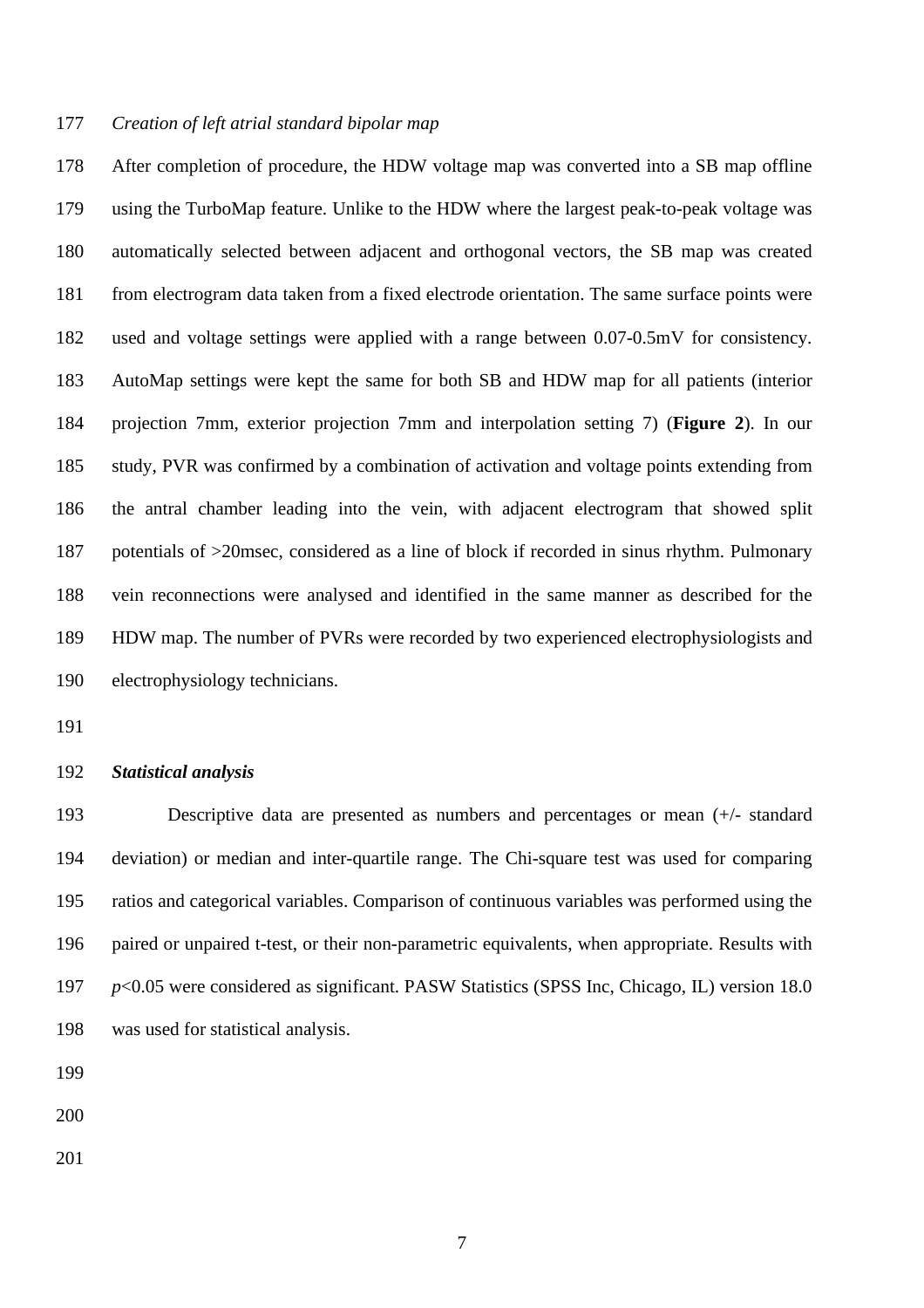*Creation of left atrial standard bipolar map*

After completion of procedure, the HDW voltage map was converted into a SB map offline using the TurboMap feature. Unlike to the HDW where the largest peak-to-peak voltage was automatically selected between adjacent and orthogonal vectors, the SB map was created from electrogram data taken from a fixed electrode orientation. The same surface points were used and voltage settings were applied with a range between 0.07-0.5mV for consistency. AutoMap settings were kept the same for both SB and HDW map for all patients (interior projection 7mm, exterior projection 7mm and interpolation setting 7) (**Figure 2**). In our study, PVR was confirmed by a combination of activation and voltage points extending from the antral chamber leading into the vein, with adjacent electrogram that showed split potentials of >20msec, considered as a line of block if recorded in sinus rhythm. Pulmonary vein reconnections were analysed and identified in the same manner as described for the HDW map. The number of PVRs were recorded by two experienced electrophysiologists and electrophysiology technicians.

***Statistical analysis***

Descriptive data are presented as numbers and percentages or mean (+/- standard deviation) or median and inter-quartile range. The Chi-square test was used for comparing ratios and categorical variables. Comparison of continuous variables was performed using the paired or unpaired t-test, or their non-parametric equivalents, when appropriate. Results with $p<0.05$ were considered as significant. PASW Statistics (SPSS Inc, Chicago, IL) version 18.0 was used for statistical analysis.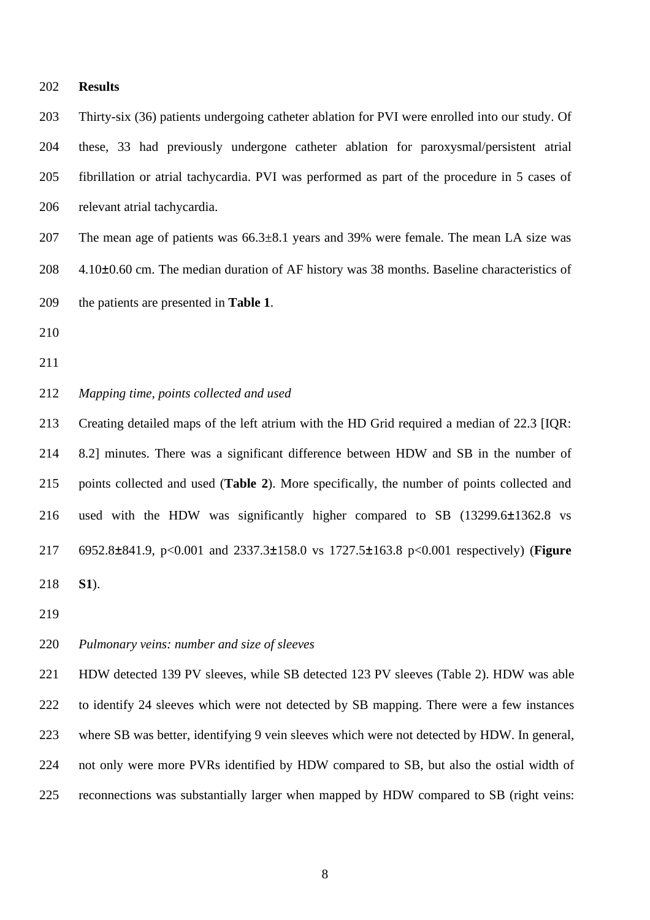## Results

Thirty-six (36) patients undergoing catheter ablation for PVI were enrolled into our study. Of these, 33 had previously undergone catheter ablation for paroxysmal/persistent atrial fibrillation or atrial tachycardia. PVI was performed as part of the procedure in 5 cases of relevant atrial tachycardia.

The mean age of patients was 66.3±8.1 years and 39% were female. The mean LA size was 4.10±0.60 cm. The median duration of AF history was 38 months. Baseline characteristics of the patients are presented in **Table 1**.

*Mapping time, points collected and used*

Creating detailed maps of the left atrium with the HD Grid required a median of 22.3 [IQR: 8.2] minutes. There was a significant difference between HDW and SB in the number of points collected and used (**Table 2**). More specifically, the number of points collected and used with the HDW was significantly higher compared to SB (13299.6±1362.8 vs 6952.8±841.9, $p<0.001$ and 2337.3±158.0 vs 1727.5±163.8 $p<0.001$ respectively) (**Figure S1**).

*Pulmonary veins: number and size of sleeves*

HDW detected 139 PV sleeves, while SB detected 123 PV sleeves (Table 2). HDW was able to identify 24 sleeves which were not detected by SB mapping. There were a few instances where SB was better, identifying 9 vein sleeves which were not detected by HDW. In general, not only were more PVRs identified by HDW compared to SB, but also the ostial width of reconnections was substantially larger when mapped by HDW compared to SB (right veins: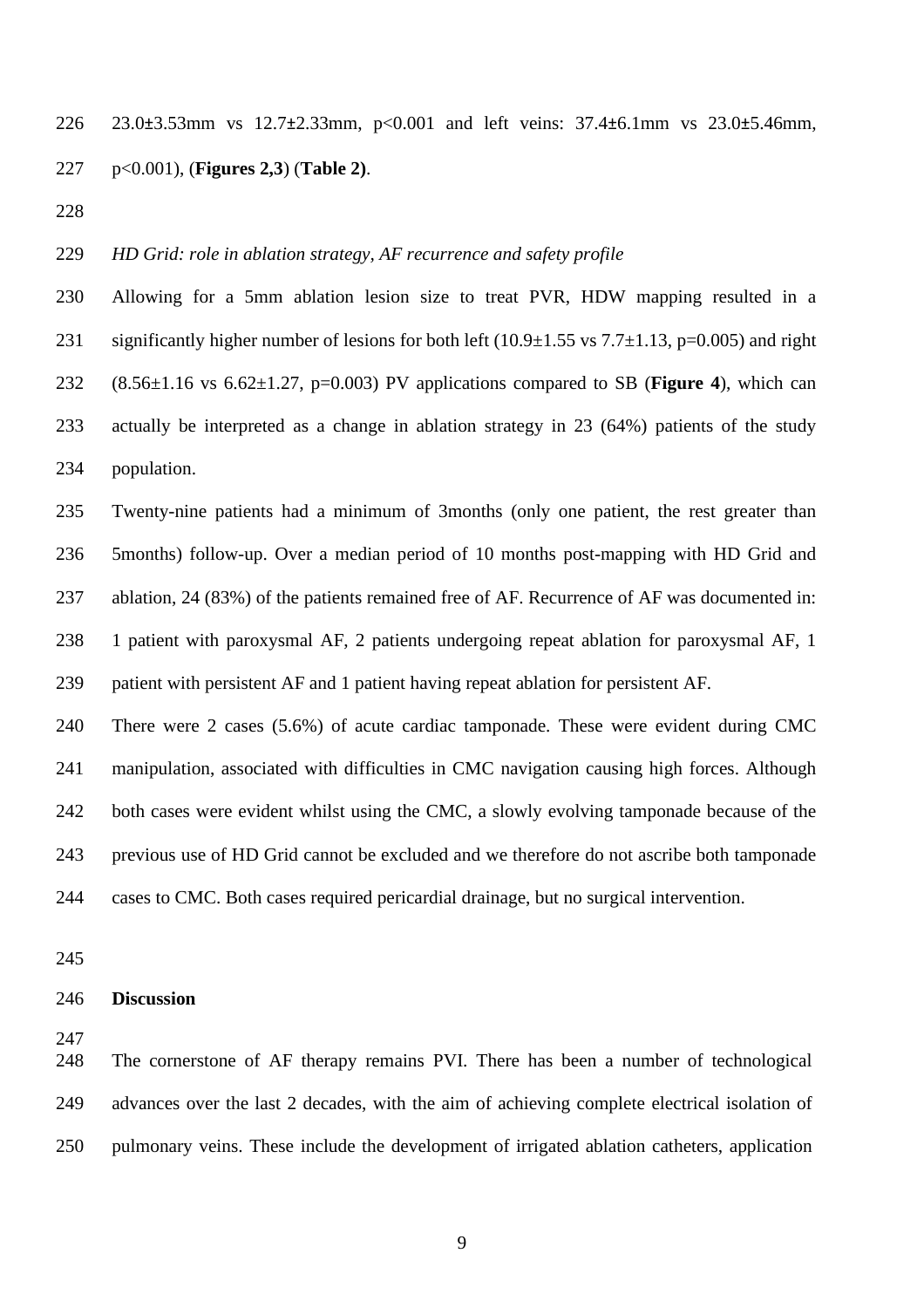23.0±3.53mm vs 12.7±2.33mm, $p<0.001$ and left veins: 37.4±6.1mm vs 23.0±5.46mm, $p<0.001$), (**Figures 2,3**) (**Table 2)**.

*HD Grid: role in ablation strategy, AF recurrence and safety profile*

Allowing for a 5mm ablation lesion size to treat PVR, HDW mapping resulted in a significantly higher number of lesions for both left (10.9±1.55 vs 7.7±1.13, $p=0.005$) and right (8.56±1.16 vs 6.62±1.27, $p=0.003$) PV applications compared to SB (**Figure 4**), which can actually be interpreted as a change in ablation strategy in 23 (64%) patients of the study population.

Twenty-nine patients had a minimum of 3months (only one patient, the rest greater than 5months) follow-up. Over a median period of 10 months post-mapping with HD Grid and ablation, 24 (83%) of the patients remained free of AF. Recurrence of AF was documented in: 1 patient with paroxysmal AF, 2 patients undergoing repeat ablation for paroxysmal AF, 1 patient with persistent AF and 1 patient having repeat ablation for persistent AF.

There were 2 cases (5.6%) of acute cardiac tamponade. These were evident during CMC manipulation, associated with difficulties in CMC navigation causing high forces. Although both cases were evident whilst using the CMC, a slowly evolving tamponade because of the previous use of HD Grid cannot be excluded and we therefore do not ascribe both tamponade cases to CMC. Both cases required pericardial drainage, but no surgical intervention.

## Discussion

The cornerstone of AF therapy remains PVI. There has been a number of technological advances over the last 2 decades, with the aim of achieving complete electrical isolation of pulmonary veins. These include the development of irrigated ablation catheters, application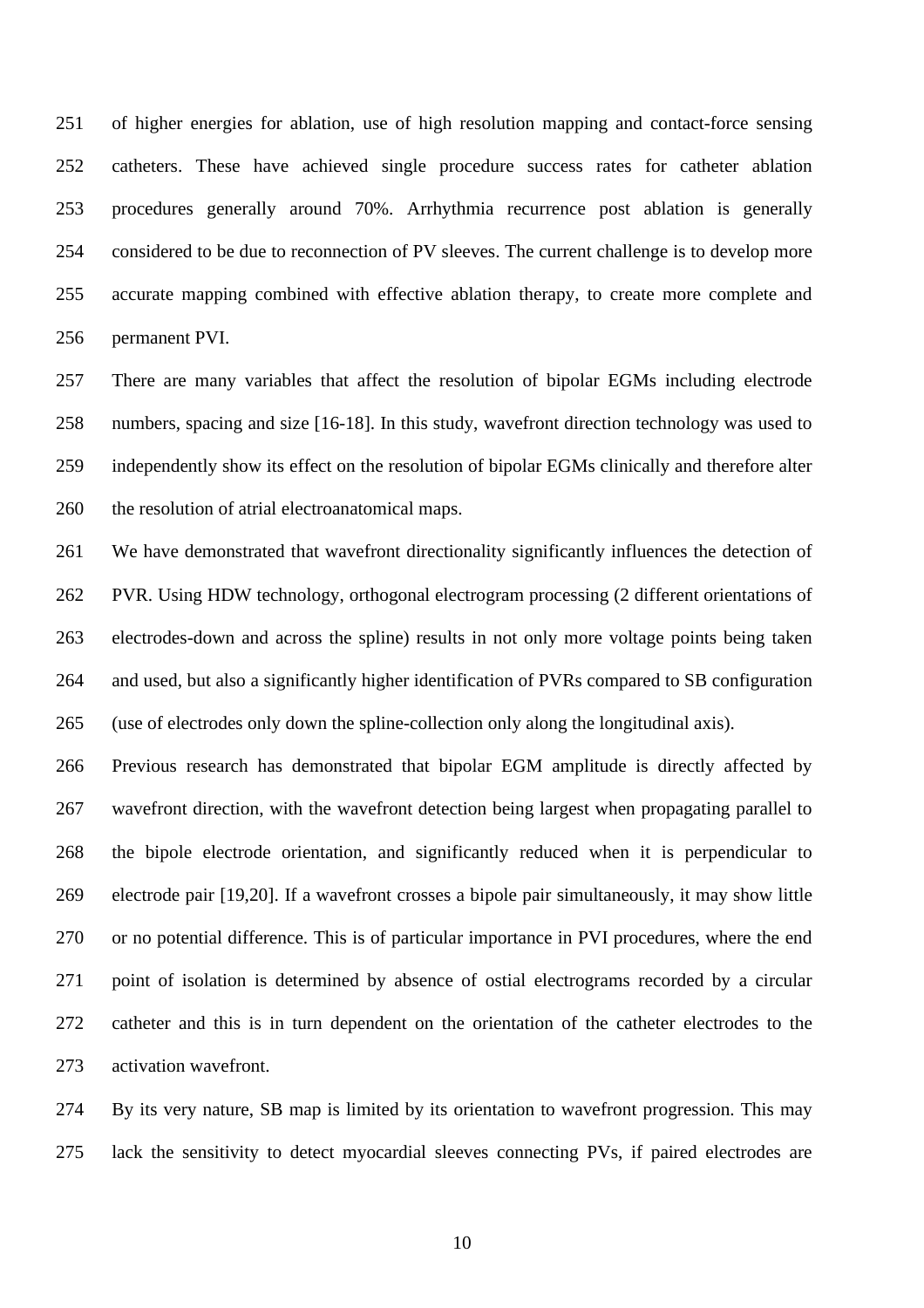of higher energies for ablation, use of high resolution mapping and contact-force sensing catheters. These have achieved single procedure success rates for catheter ablation procedures generally around 70%. Arrhythmia recurrence post ablation is generally considered to be due to reconnection of PV sleeves. The current challenge is to develop more accurate mapping combined with effective ablation therapy, to create more complete and permanent PVI.

There are many variables that affect the resolution of bipolar EGMs including electrode numbers, spacing and size [16-18]. In this study, wavefront direction technology was used to independently show its effect on the resolution of bipolar EGMs clinically and therefore alter the resolution of atrial electroanatomical maps.

We have demonstrated that wavefront directionality significantly influences the detection of PVR. Using HDW technology, orthogonal electrogram processing (2 different orientations of electrodes-down and across the spline) results in not only more voltage points being taken and used, but also a significantly higher identification of PVRs compared to SB configuration (use of electrodes only down the spline-collection only along the longitudinal axis).

Previous research has demonstrated that bipolar EGM amplitude is directly affected by wavefront direction, with the wavefront detection being largest when propagating parallel to the bipole electrode orientation, and significantly reduced when it is perpendicular to electrode pair [19,20]. If a wavefront crosses a bipole pair simultaneously, it may show little or no potential difference. This is of particular importance in PVI procedures, where the end point of isolation is determined by absence of ostial electrograms recorded by a circular catheter and this is in turn dependent on the orientation of the catheter electrodes to the activation wavefront.

By its very nature, SB map is limited by its orientation to wavefront progression. This may lack the sensitivity to detect myocardial sleeves connecting PVs, if paired electrodes are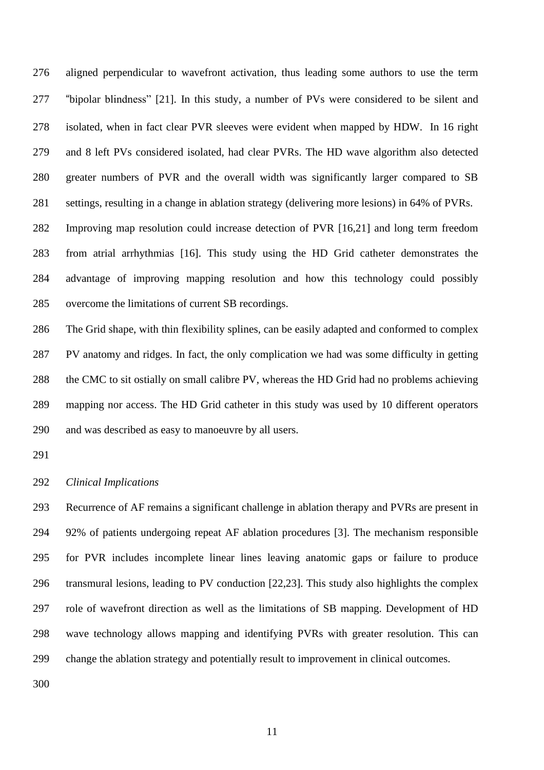aligned perpendicular to wavefront activation, thus leading some authors to use the term "bipolar blindness" [21]. In this study, a number of PVs were considered to be silent and isolated, when in fact clear PVR sleeves were evident when mapped by HDW. In 16 right and 8 left PVs considered isolated, had clear PVRs. The HD wave algorithm also detected greater numbers of PVR and the overall width was significantly larger compared to SB settings, resulting in a change in ablation strategy (delivering more lesions) in 64% of PVRs. Improving map resolution could increase detection of PVR [16,21] and long term freedom from atrial arrhythmias [16]. This study using the HD Grid catheter demonstrates the advantage of improving mapping resolution and how this technology could possibly overcome the limitations of current SB recordings.

The Grid shape, with thin flexibility splines, can be easily adapted and conformed to complex PV anatomy and ridges. In fact, the only complication we had was some difficulty in getting the CMC to sit ostially on small calibre PV, whereas the HD Grid had no problems achieving mapping nor access. The HD Grid catheter in this study was used by 10 different operators and was described as easy to manoeuvre by all users.

*Clinical Implications*

Recurrence of AF remains a significant challenge in ablation therapy and PVRs are present in 92% of patients undergoing repeat AF ablation procedures [3]. The mechanism responsible for PVR includes incomplete linear lines leaving anatomic gaps or failure to produce transmural lesions, leading to PV conduction [22,23]. This study also highlights the complex role of wavefront direction as well as the limitations of SB mapping. Development of HD wave technology allows mapping and identifying PVRs with greater resolution. This can change the ablation strategy and potentially result to improvement in clinical outcomes.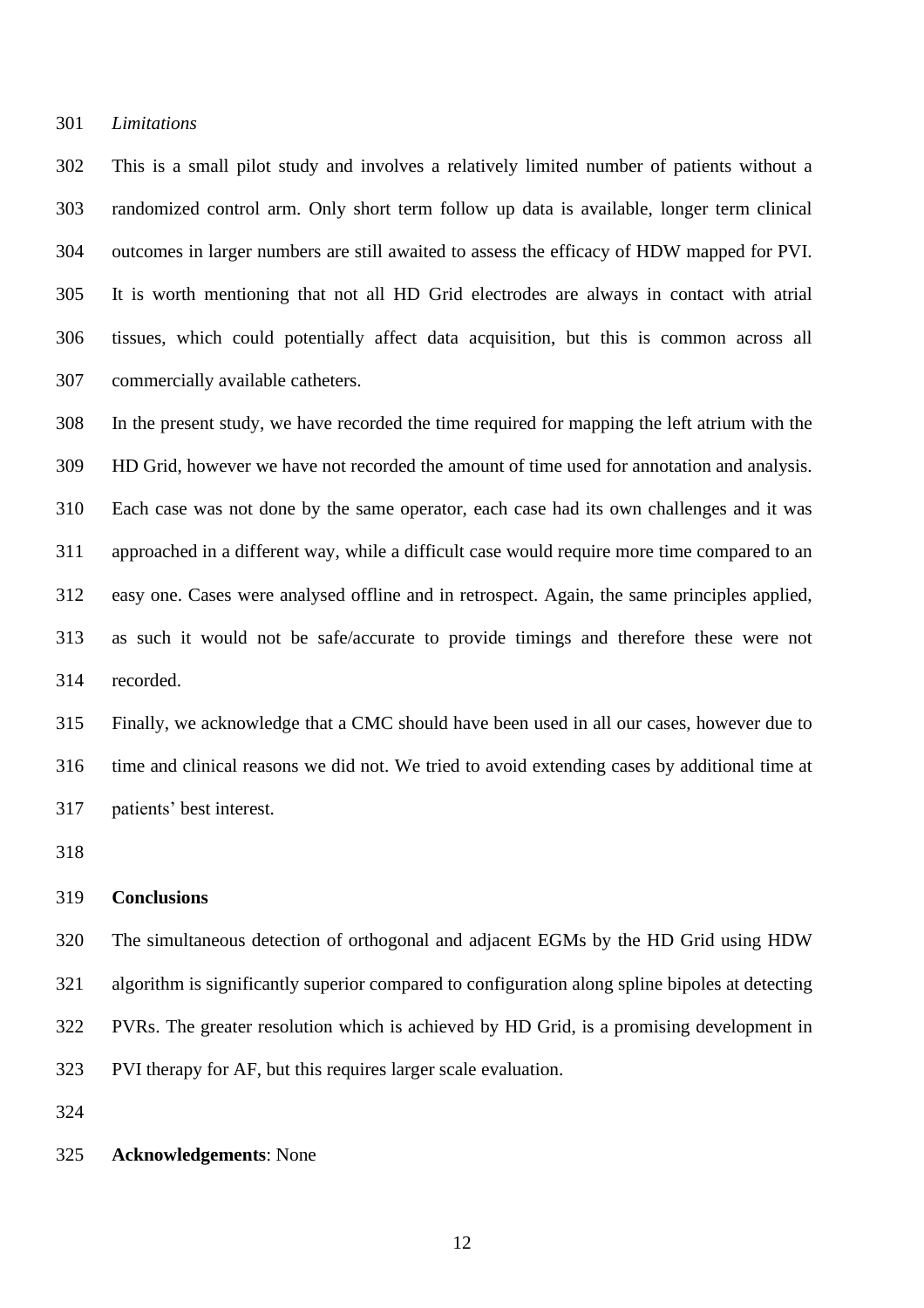*Limitations*

This is a small pilot study and involves a relatively limited number of patients without a randomized control arm. Only short term follow up data is available, longer term clinical outcomes in larger numbers are still awaited to assess the efficacy of HDW mapped for PVI. It is worth mentioning that not all HD Grid electrodes are always in contact with atrial tissues, which could potentially affect data acquisition, but this is common across all commercially available catheters.

In the present study, we have recorded the time required for mapping the left atrium with the HD Grid, however we have not recorded the amount of time used for annotation and analysis. Each case was not done by the same operator, each case had its own challenges and it was approached in a different way, while a difficult case would require more time compared to an easy one. Cases were analysed offline and in retrospect. Again, the same principles applied, as such it would not be safe/accurate to provide timings and therefore these were not recorded.

Finally, we acknowledge that a CMC should have been used in all our cases, however due to time and clinical reasons we did not. We tried to avoid extending cases by additional time at patients' best interest.

## Conclusions

The simultaneous detection of orthogonal and adjacent EGMs by the HD Grid using HDW algorithm is significantly superior compared to configuration along spline bipoles at detecting PVRs. The greater resolution which is achieved by HD Grid, is a promising development in PVI therapy for AF, but this requires larger scale evaluation.

**Acknowledgements**: None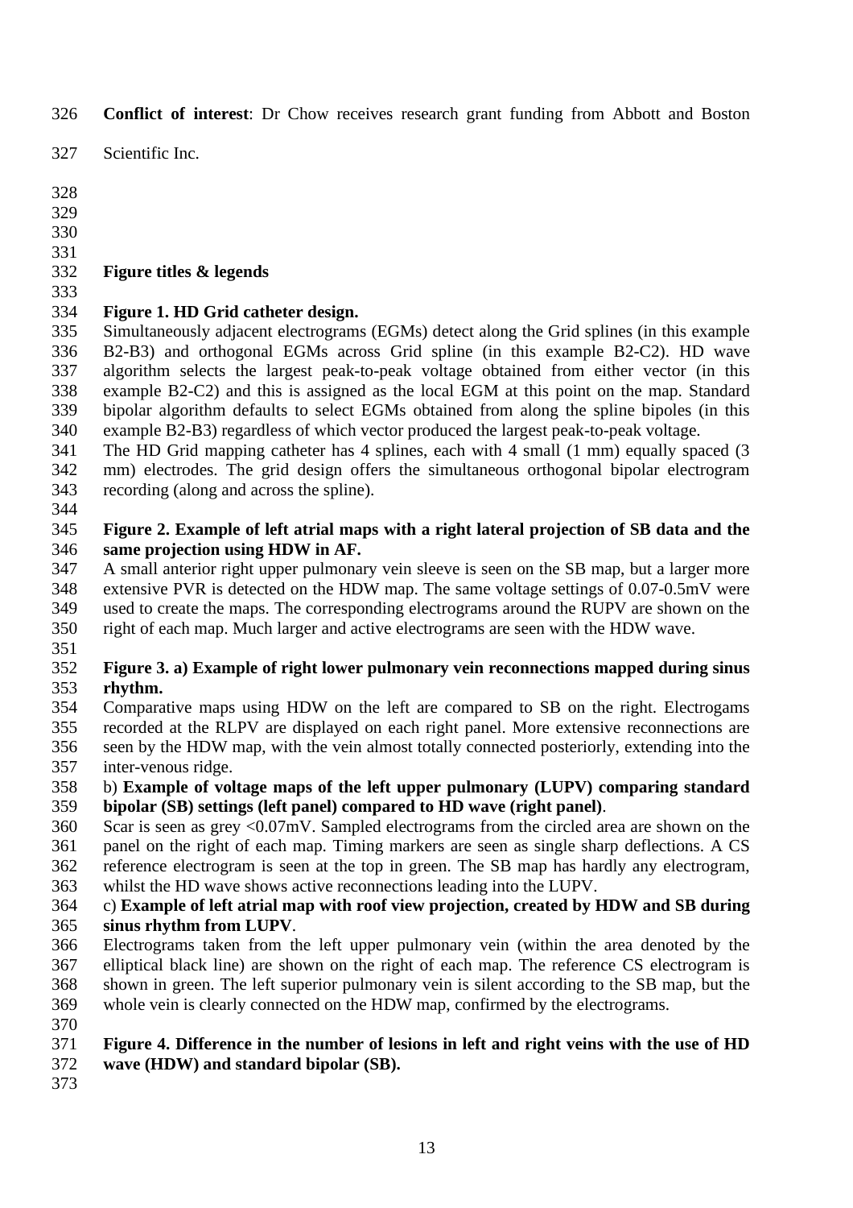**Conflict of interest**: Dr Chow receives research grant funding from Abbott and Boston Scientific Inc.

## Figure titles & legends

**Figure 1. HD Grid catheter design.**

Simultaneously adjacent electrograms (EGMs) detect along the Grid splines (in this example B2-B3) and orthogonal EGMs across Grid spline (in this example B2-C2). HD wave algorithm selects the largest peak-to-peak voltage obtained from either vector (in this example B2-C2) and this is assigned as the local EGM at this point on the map. Standard bipolar algorithm defaults to select EGMs obtained from along the spline bipoles (in this example B2-B3) regardless of which vector produced the largest peak-to-peak voltage.

The HD Grid mapping catheter has 4 splines, each with 4 small (1 mm) equally spaced (3 mm) electrodes. The grid design offers the simultaneous orthogonal bipolar electrogram recording (along and across the spline).

**Figure 2. Example of left atrial maps with a right lateral projection of SB data and the same projection using HDW in AF.**

A small anterior right upper pulmonary vein sleeve is seen on the SB map, but a larger more extensive PVR is detected on the HDW map. The same voltage settings of 0.07-0.5mV were used to create the maps. The corresponding electrograms around the RUPV are shown on the right of each map. Much larger and active electrograms are seen with the HDW wave.

**Figure 3. a) Example of right lower pulmonary vein reconnections mapped during sinus rhythm.**

Comparative maps using HDW on the left are compared to SB on the right. Electrogams recorded at the RLPV are displayed on each right panel. More extensive reconnections are seen by the HDW map, with the vein almost totally connected posteriorly, extending into the inter-venous ridge.

b) **Example of voltage maps of the left upper pulmonary (LUPV) comparing standard bipolar (SB) settings (left panel) compared to HD wave (right panel)**.

Scar is seen as grey <0.07mV. Sampled electrograms from the circled area are shown on the panel on the right of each map. Timing markers are seen as single sharp deflections. A CS reference electrogram is seen at the top in green. The SB map has hardly any electrogram, whilst the HD wave shows active reconnections leading into the LUPV.

c) **Example of left atrial map with roof view projection, created by HDW and SB during sinus rhythm from LUPV**.

Electrograms taken from the left upper pulmonary vein (within the area denoted by the elliptical black line) are shown on the right of each map. The reference CS electrogram is shown in green. The left superior pulmonary vein is silent according to the SB map, but the whole vein is clearly connected on the HDW map, confirmed by the electrograms.

**Figure 4. Difference in the number of lesions in left and right veins with the use of HD wave (HDW) and standard bipolar (SB).**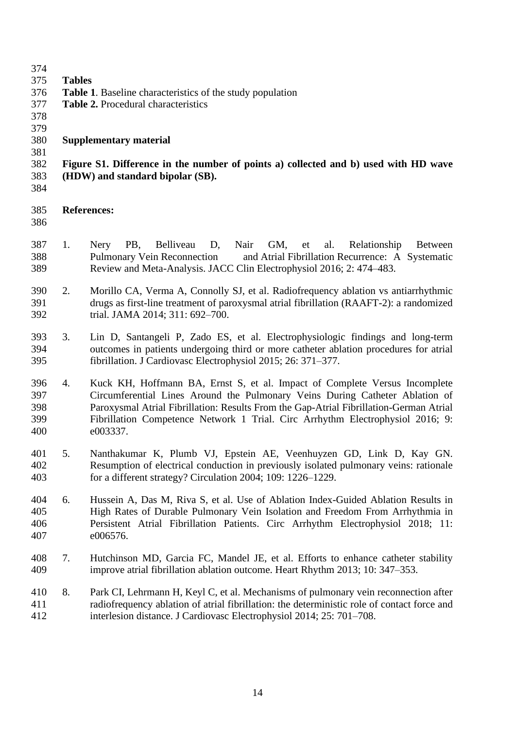**Tables**

**Table 1**. Baseline characteristics of the study population

**Table 2.** Procedural characteristics

**Supplementary material**

**Figure S1. Difference in the number of points a) collected and b) used with HD wave (HDW) and standard bipolar (SB).**

**References:**

1. Nery PB, Belliveau D, Nair GM, et al. Relationship Between Pulmonary Vein Reconnection and Atrial Fibrillation Recurrence: A Systematic Review and Meta-Analysis. JACC Clin Electrophysiol 2016; 2: 474–483.

2. Morillo CA, Verma A, Connolly SJ, et al. Radiofrequency ablation vs antiarrhythmic drugs as first-line treatment of paroxysmal atrial fibrillation (RAAFT-2): a randomized trial. JAMA 2014; 311: 692–700.

3. Lin D, Santangeli P, Zado ES, et al. Electrophysiologic findings and long-term outcomes in patients undergoing third or more catheter ablation procedures for atrial fibrillation. J Cardiovasc Electrophysiol 2015; 26: 371–377.

4. Kuck KH, Hoffmann BA, Ernst S, et al. Impact of Complete Versus Incomplete Circumferential Lines Around the Pulmonary Veins During Catheter Ablation of Paroxysmal Atrial Fibrillation: Results From the Gap-Atrial Fibrillation-German Atrial Fibrillation Competence Network 1 Trial. Circ Arrhythm Electrophysiol 2016; 9: e003337.

5. Nanthakumar K, Plumb VJ, Epstein AE, Veenhuyzen GD, Link D, Kay GN. Resumption of electrical conduction in previously isolated pulmonary veins: rationale for a different strategy? Circulation 2004; 109: 1226–1229.

6. Hussein A, Das M, Riva S, et al. Use of Ablation Index-Guided Ablation Results in High Rates of Durable Pulmonary Vein Isolation and Freedom From Arrhythmia in Persistent Atrial Fibrillation Patients. Circ Arrhythm Electrophysiol 2018; 11: e006576.

7. Hutchinson MD, Garcia FC, Mandel JE, et al. Efforts to enhance catheter stability improve atrial fibrillation ablation outcome. Heart Rhythm 2013; 10: 347–353.

8. Park CI, Lehrmann H, Keyl C, et al. Mechanisms of pulmonary vein reconnection after radiofrequency ablation of atrial fibrillation: the deterministic role of contact force and interlesion distance. J Cardiovasc Electrophysiol 2014; 25: 701–708.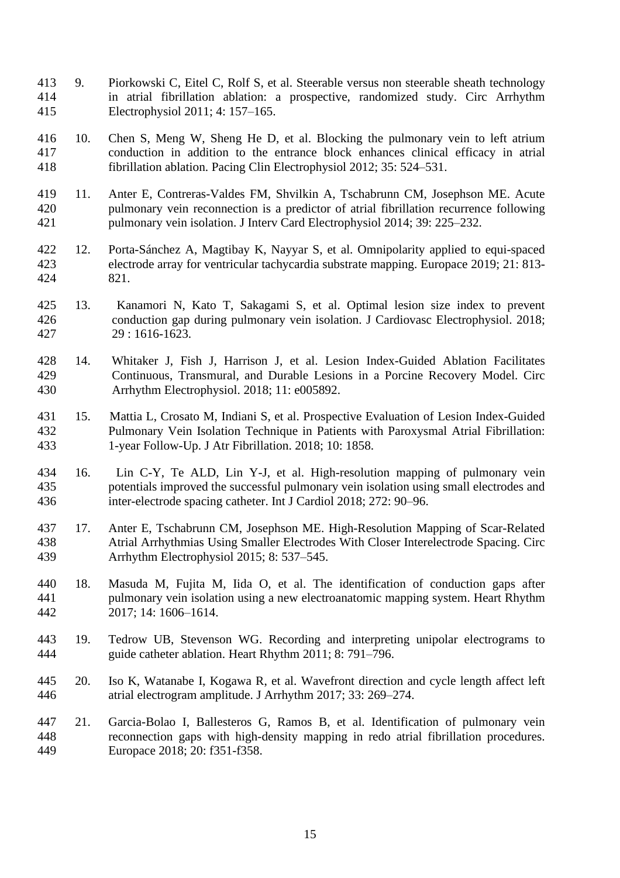9. Piorkowski C, Eitel C, Rolf S, et al. Steerable versus non steerable sheath technology in atrial fibrillation ablation: a prospective, randomized study. Circ Arrhythm Electrophysiol 2011; 4: 157–165.

10. Chen S, Meng W, Sheng He D, et al. Blocking the pulmonary vein to left atrium conduction in addition to the entrance block enhances clinical efficacy in atrial fibrillation ablation. Pacing Clin Electrophysiol 2012; 35: 524–531.

11. Anter E, Contreras-Valdes FM, Shvilkin A, Tschabrunn CM, Josephson ME. Acute pulmonary vein reconnection is a predictor of atrial fibrillation recurrence following pulmonary vein isolation. J Interv Card Electrophysiol 2014; 39: 225–232.

12. Porta-Sánchez A, Magtibay K, Nayyar S, et al. Omnipolarity applied to equi-spaced electrode array for ventricular tachycardia substrate mapping. Europace 2019; 21: 813-821.

13. Kanamori N, Kato T, Sakagami S, et al. Optimal lesion size index to prevent conduction gap during pulmonary vein isolation. J Cardiovasc Electrophysiol. 2018; 29 : 1616-1623.

14. Whitaker J, Fish J, Harrison J, et al. Lesion Index-Guided Ablation Facilitates Continuous, Transmural, and Durable Lesions in a Porcine Recovery Model. Circ Arrhythm Electrophysiol. 2018; 11: e005892.

15. Mattia L, Crosato M, Indiani S, et al. Prospective Evaluation of Lesion Index-Guided Pulmonary Vein Isolation Technique in Patients with Paroxysmal Atrial Fibrillation: 1-year Follow-Up. J Atr Fibrillation. 2018; 10: 1858.

16. Lin C-Y, Te ALD, Lin Y-J, et al. High-resolution mapping of pulmonary vein potentials improved the successful pulmonary vein isolation using small electrodes and inter-electrode spacing catheter. Int J Cardiol 2018; 272: 90–96.

17. Anter E, Tschabrunn CM, Josephson ME. High-Resolution Mapping of Scar-Related Atrial Arrhythmias Using Smaller Electrodes With Closer Interelectrode Spacing. Circ Arrhythm Electrophysiol 2015; 8: 537–545.

18. Masuda M, Fujita M, Iida O, et al. The identification of conduction gaps after pulmonary vein isolation using a new electroanatomic mapping system. Heart Rhythm 2017; 14: 1606–1614.

19. Tedrow UB, Stevenson WG. Recording and interpreting unipolar electrograms to guide catheter ablation. Heart Rhythm 2011; 8: 791–796.

20. Iso K, Watanabe I, Kogawa R, et al. Wavefront direction and cycle length affect left atrial electrogram amplitude. J Arrhythm 2017; 33: 269–274.

21. Garcia-Bolao I, Ballesteros G, Ramos B, et al. Identification of pulmonary vein reconnection gaps with high-density mapping in redo atrial fibrillation procedures. Europace 2018; 20: f351-f358.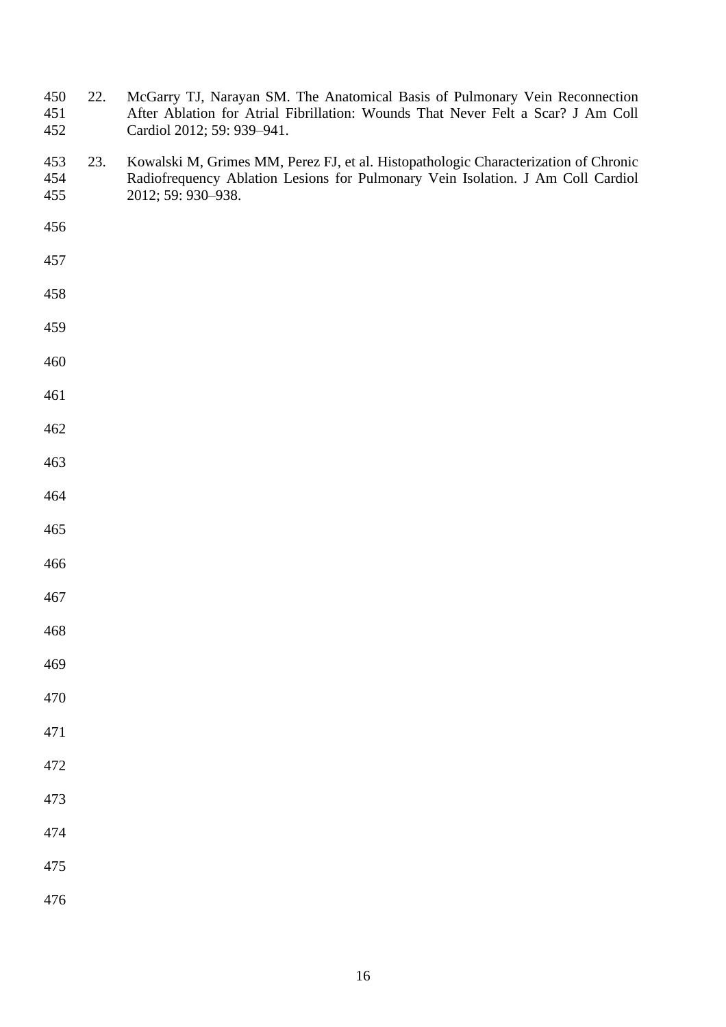22. McGarry TJ, Narayan SM. The Anatomical Basis of Pulmonary Vein Reconnection After Ablation for Atrial Fibrillation: Wounds That Never Felt a Scar? J Am Coll Cardiol 2012; 59: 939–941.

23. Kowalski M, Grimes MM, Perez FJ, et al. Histopathologic Characterization of Chronic Radiofrequency Ablation Lesions for Pulmonary Vein Isolation. J Am Coll Cardiol 2012; 59: 930–938.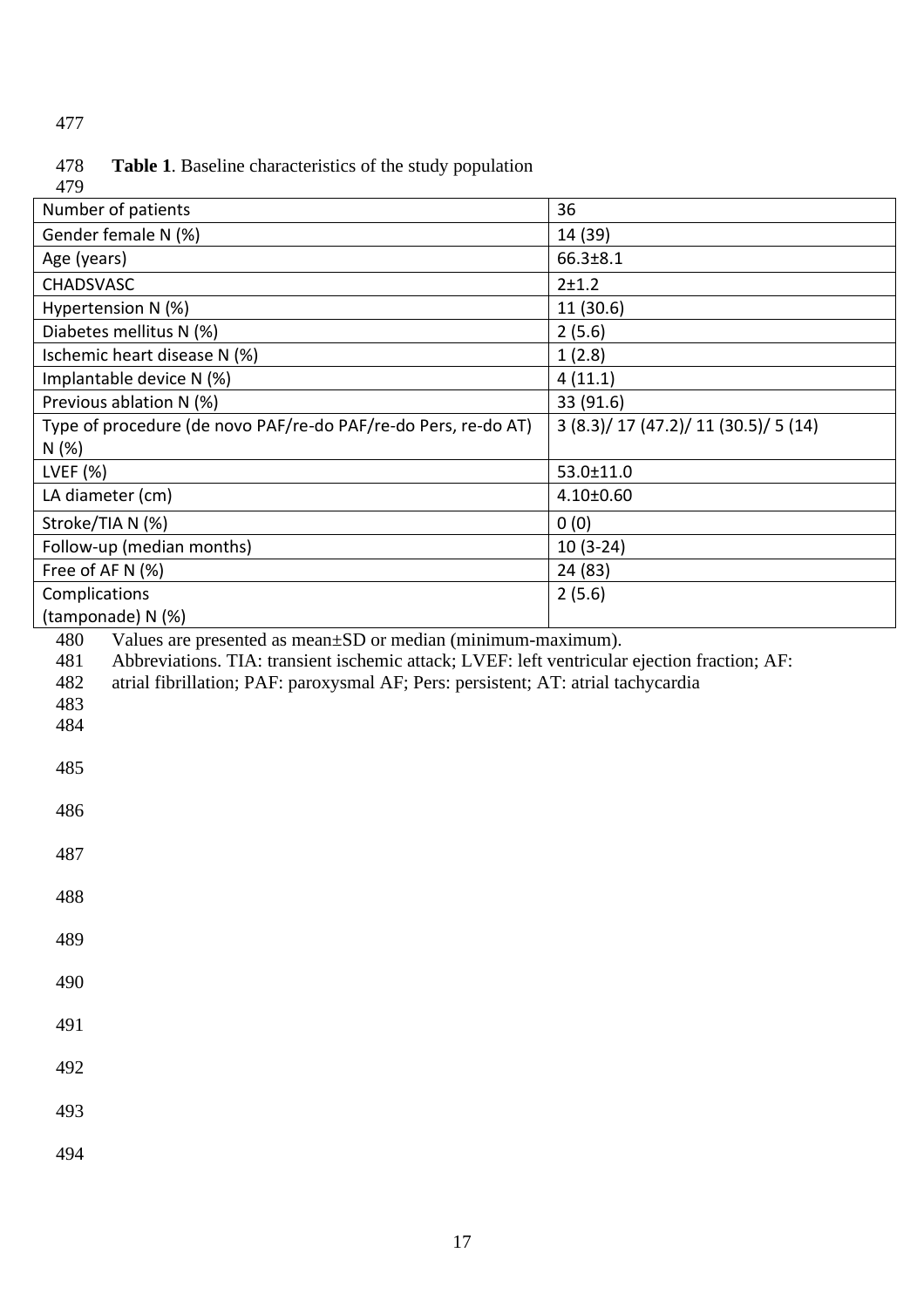**Table 1**. Baseline characteristics of the study population

| Number of patients | 36 |
|---|---|
| Gender female N (%) | 14 (39) |
| Age (years) | 66.3±8.1 |
| CHADSVASC | 2±1.2 |
| Hypertension N (%) | 11 (30.6) |
| Diabetes mellitus N (%) | 2 (5.6) |
| Ischemic heart disease N (%) | 1 (2.8) |
| Implantable device N (%) | 4 (11.1) |
| Previous ablation N (%) | 33 (91.6) |
| Type of procedure (de novo PAF/re-do PAF/re-do Pers, re-do AT) N (%) | 3 (8.3)/ 17 (47.2)/ 11 (30.5)/ 5 (14) |
| LVEF (%) | 53.0±11.0 |
| LA diameter (cm) | 4.10±0.60 |
| Stroke/TIA N (%) | 0 (0) |
| Follow-up (median months) | 10 (3-24) |
| Free of AF N (%) | 24 (83) |
| Complications (tamponade) N (%) | 2 (5.6) |

Values are presented as mean±SD or median (minimum-maximum).
Abbreviations. TIA: transient ischemic attack; LVEF: left ventricular ejection fraction; AF: atrial fibrillation; PAF: paroxysmal AF; Pers: persistent; AT: atrial tachycardia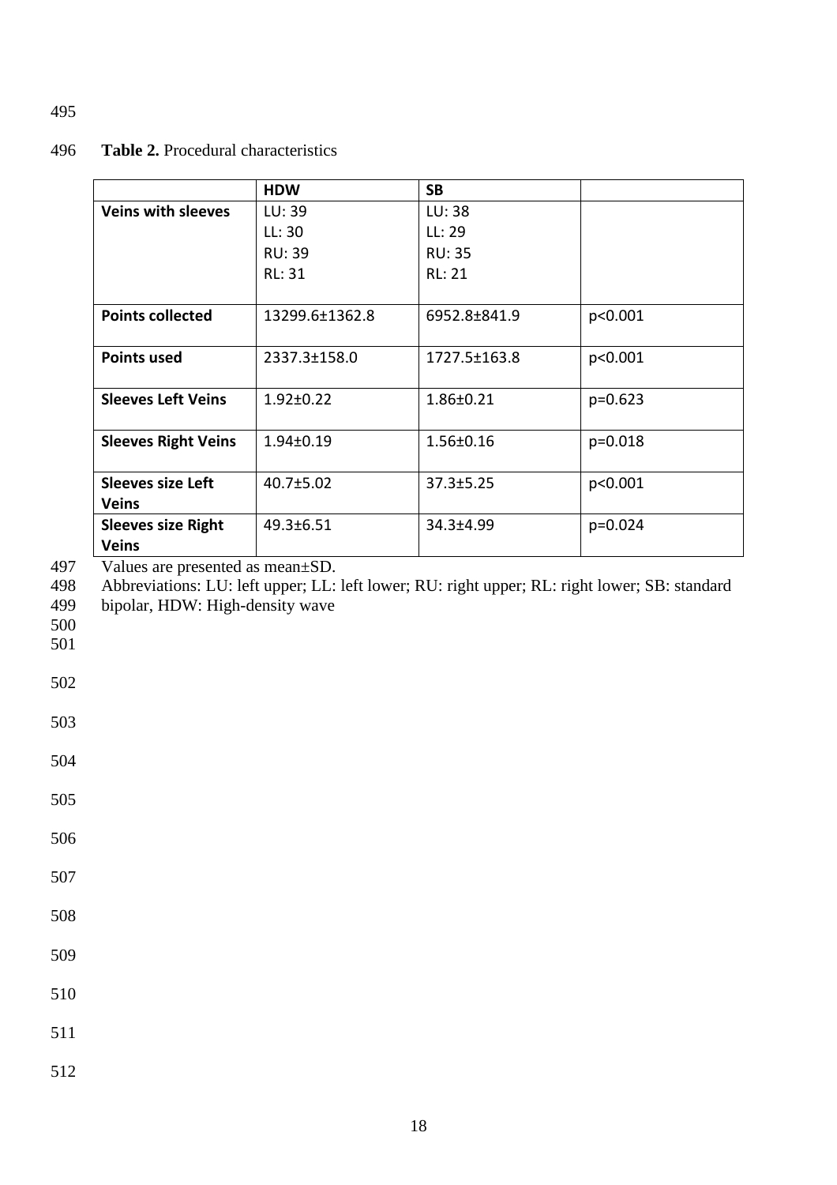**Table 2.** Procedural characteristics

| | HDW | SB | |
|---|---|---|---|
| **Veins with sleeves** | LU: 39<br>LL: 30<br>RU: 39<br>RL: 31 | LU: 38<br>LL: 29<br>RU: 35<br>RL: 21 | |
| **Points collected** | 13299.6±1362.8 | 6952.8±841.9 | p<0.001 |
| **Points used** | 2337.3±158.0 | 1727.5±163.8 | p<0.001 |
| **Sleeves Left Veins** | 1.92±0.22 | 1.86±0.21 | p=0.623 |
| **Sleeves Right Veins** | 1.94±0.19 | 1.56±0.16 | p=0.018 |
| **Sleeves size Left Veins** | 40.7±5.02 | 37.3±5.25 | p<0.001 |
| **Sleeves size Right Veins** | 49.3±6.51 | 34.3±4.99 | p=0.024 |

Values are presented as mean±SD.
Abbreviations: LU: left upper; LL: left lower; RU: right upper; RL: right lower; SB: standard bipolar, HDW: High-density wave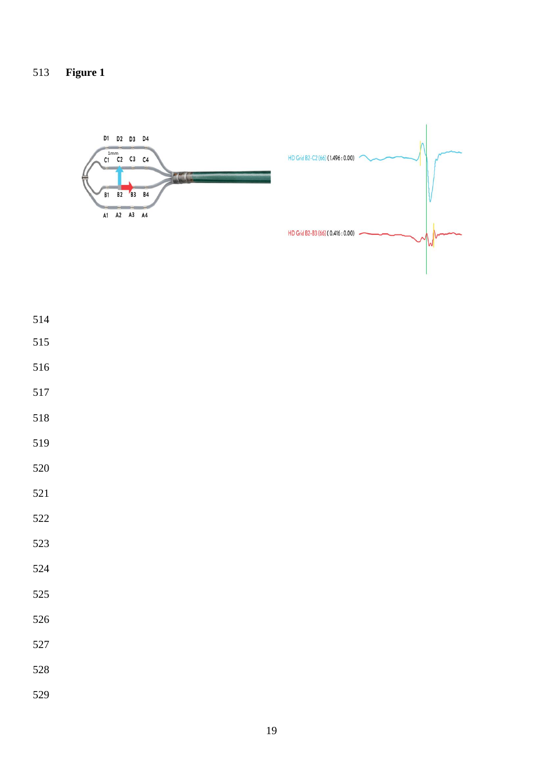**Figure 1**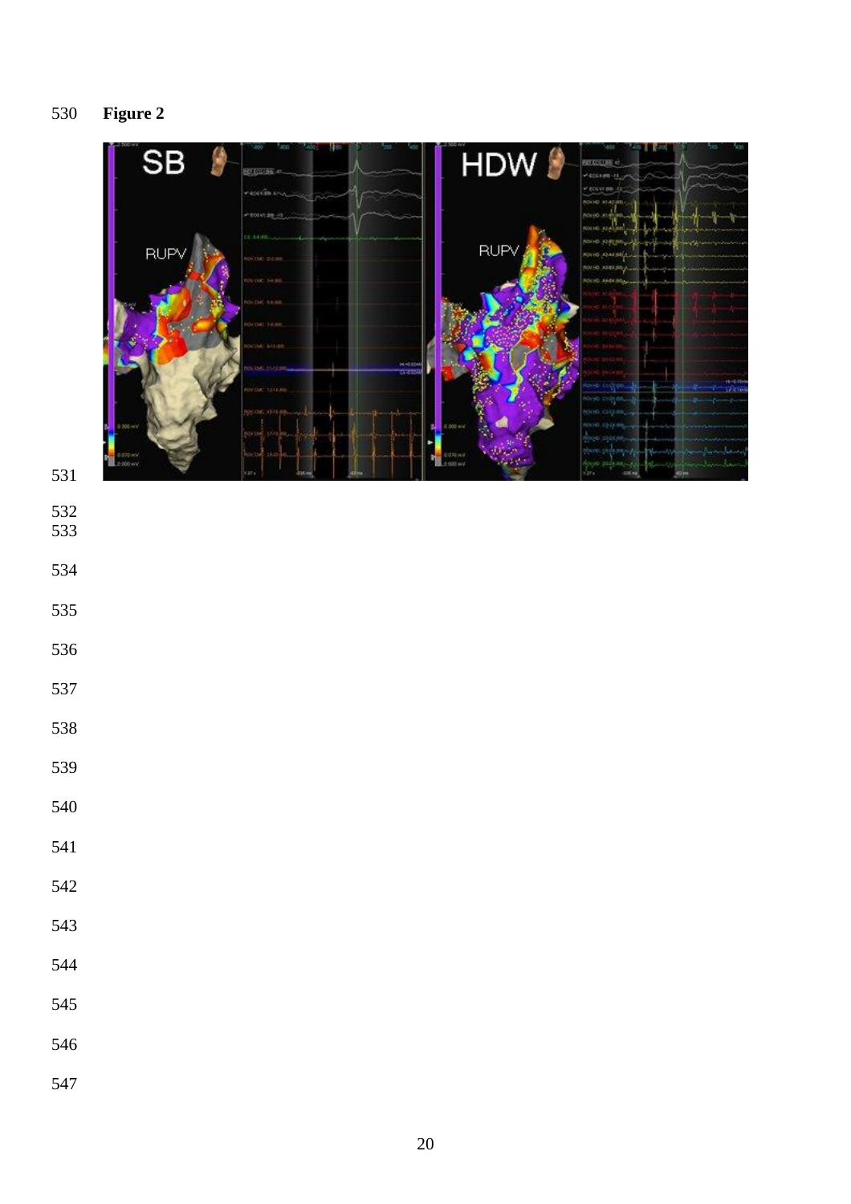**Figure 2**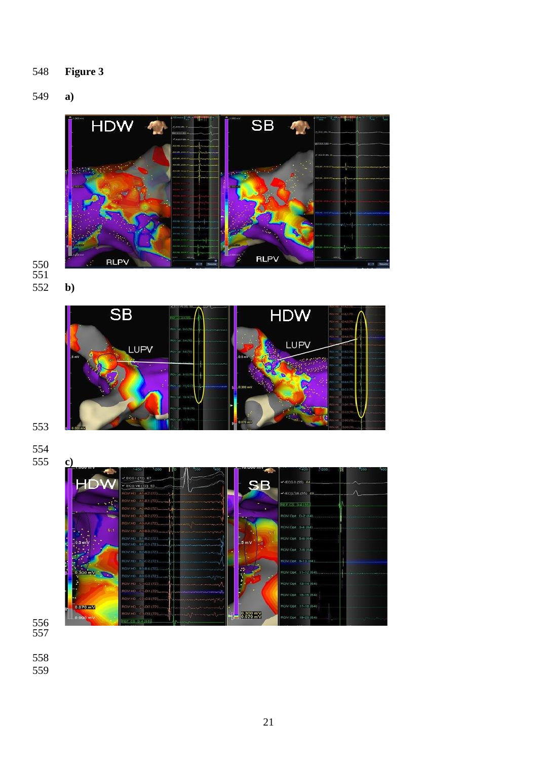**Figure 3**

**a)**

**b)**

**c)**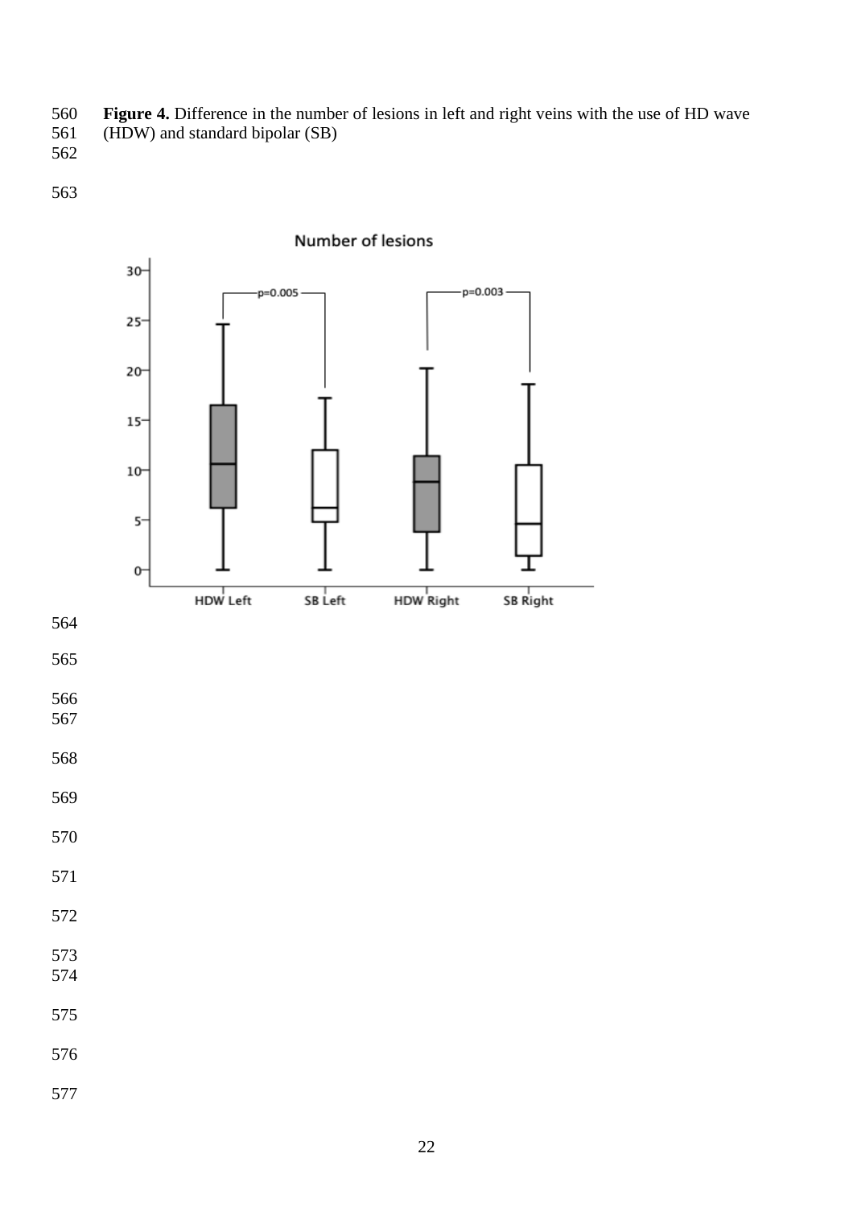**Figure 4.** Difference in the number of lesions in left and right veins with the use of HD wave (HDW) and standard bipolar (SB)

Number of lesions

p=0.005

p=0.003

HDW Left SB Left HDW Right SB Right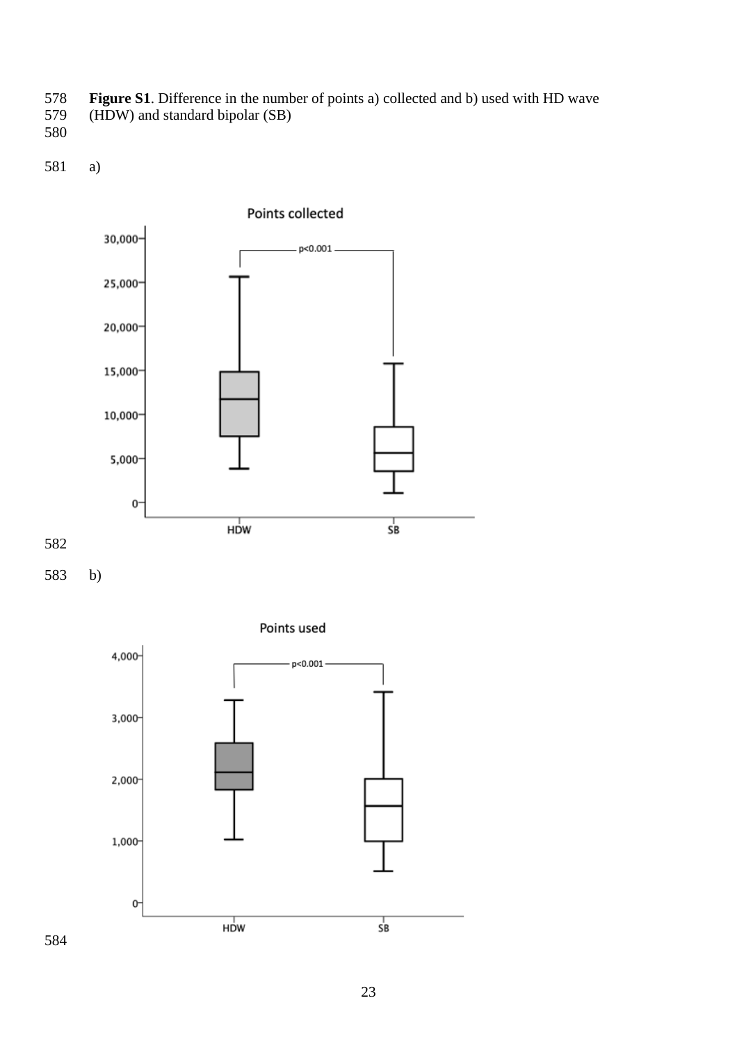**Figure S1**. Difference in the number of points a) collected and b) used with HD wave (HDW) and standard bipolar (SB)

a)

Points collected

b)

Points used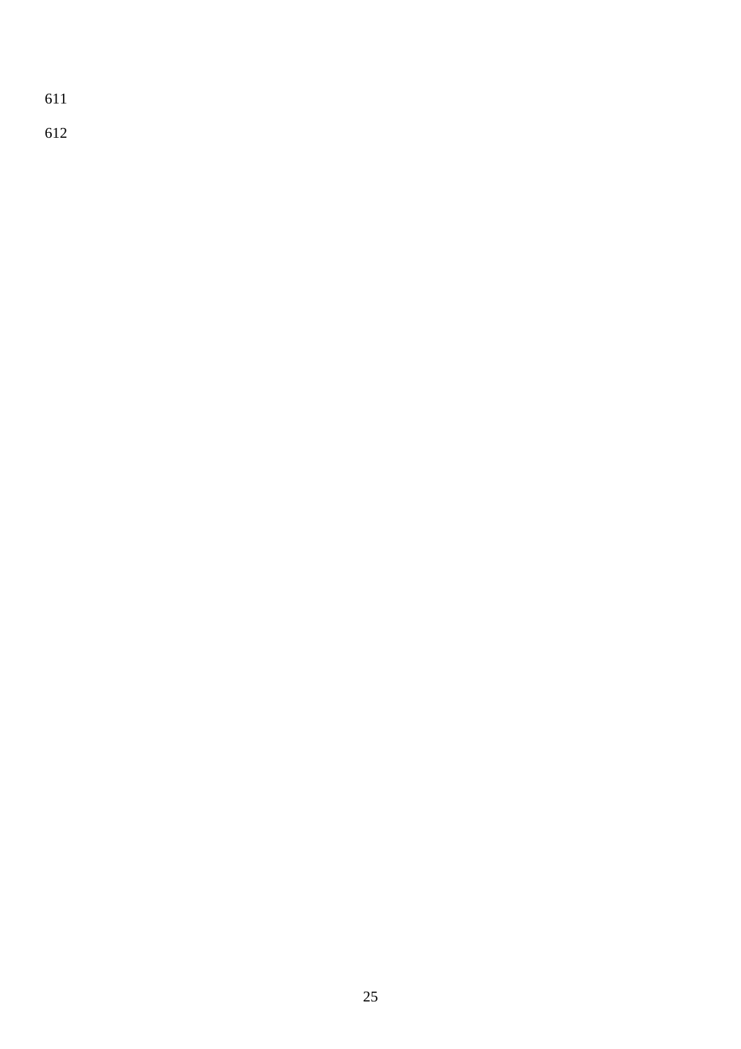611

612